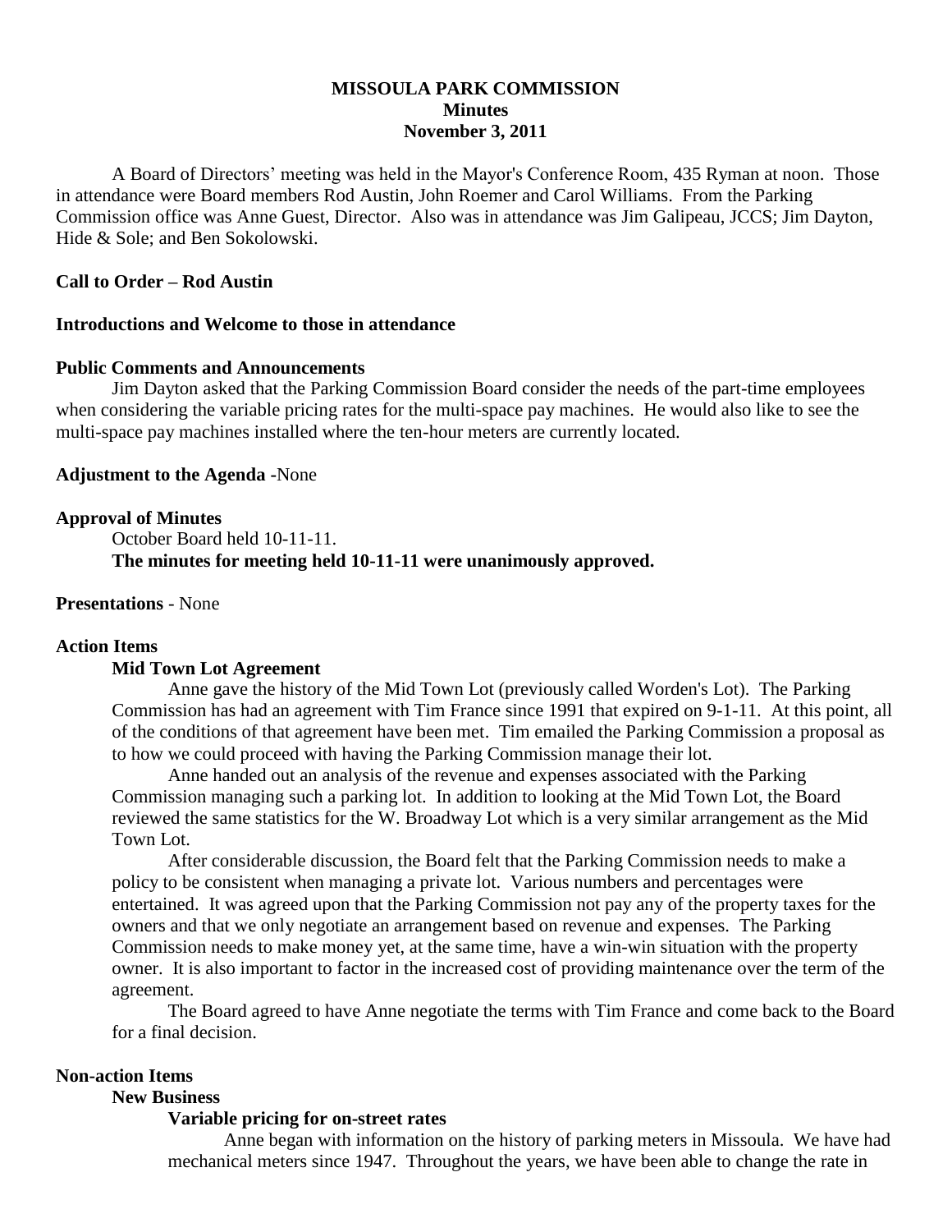**MISSOULA PARK COMMISSION**
**Minutes**
**November 3, 2011**

A Board of Directors' meeting was held in the Mayor's Conference Room, 435 Ryman at noon. Those in attendance were Board members Rod Austin, John Roemer and Carol Williams. From the Parking Commission office was Anne Guest, Director. Also was in attendance was Jim Galipeau, JCCS; Jim Dayton, Hide & Sole; and Ben Sokolowski.

**Call to Order – Rod Austin**

**Introductions and Welcome to those in attendance**

**Public Comments and Announcements**

Jim Dayton asked that the Parking Commission Board consider the needs of the part-time employees when considering the variable pricing rates for the multi-space pay machines. He would also like to see the multi-space pay machines installed where the ten-hour meters are currently located.

**Adjustment to the Agenda** -None

**Approval of Minutes**

October Board held 10-11-11.

**The minutes for meeting held 10-11-11 were unanimously approved.**

**Presentations** - None

**Action Items**

**Mid Town Lot Agreement**

Anne gave the history of the Mid Town Lot (previously called Worden's Lot). The Parking Commission has had an agreement with Tim France since 1991 that expired on 9-1-11. At this point, all of the conditions of that agreement have been met. Tim emailed the Parking Commission a proposal as to how we could proceed with having the Parking Commission manage their lot.

Anne handed out an analysis of the revenue and expenses associated with the Parking Commission managing such a parking lot. In addition to looking at the Mid Town Lot, the Board reviewed the same statistics for the W. Broadway Lot which is a very similar arrangement as the Mid Town Lot.

After considerable discussion, the Board felt that the Parking Commission needs to make a policy to be consistent when managing a private lot. Various numbers and percentages were entertained. It was agreed upon that the Parking Commission not pay any of the property taxes for the owners and that we only negotiate an arrangement based on revenue and expenses. The Parking Commission needs to make money yet, at the same time, have a win-win situation with the property owner. It is also important to factor in the increased cost of providing maintenance over the term of the agreement.

The Board agreed to have Anne negotiate the terms with Tim France and come back to the Board for a final decision.

**Non-action Items**

**New Business**

**Variable pricing for on-street rates**

Anne began with information on the history of parking meters in Missoula. We have had mechanical meters since 1947. Throughout the years, we have been able to change the rate in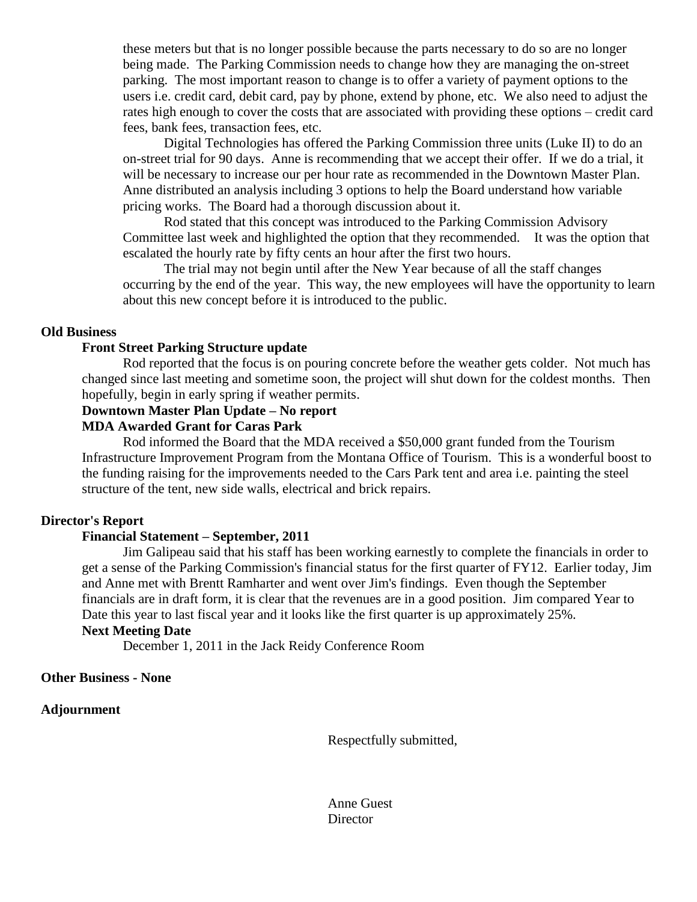these meters but that is no longer possible because the parts necessary to do so are no longer being made. The Parking Commission needs to change how they are managing the on-street parking. The most important reason to change is to offer a variety of payment options to the users i.e. credit card, debit card, pay by phone, extend by phone, etc. We also need to adjust the rates high enough to cover the costs that are associated with providing these options – credit card fees, bank fees, transaction fees, etc.

Digital Technologies has offered the Parking Commission three units (Luke II) to do an on-street trial for 90 days. Anne is recommending that we accept their offer. If we do a trial, it will be necessary to increase our per hour rate as recommended in the Downtown Master Plan. Anne distributed an analysis including 3 options to help the Board understand how variable pricing works. The Board had a thorough discussion about it.

Rod stated that this concept was introduced to the Parking Commission Advisory Committee last week and highlighted the option that they recommended. It was the option that escalated the hourly rate by fifty cents an hour after the first two hours.

The trial may not begin until after the New Year because of all the staff changes occurring by the end of the year. This way, the new employees will have the opportunity to learn about this new concept before it is introduced to the public.

**Old Business**

**Front Street Parking Structure update**

Rod reported that the focus is on pouring concrete before the weather gets colder. Not much has changed since last meeting and sometime soon, the project will shut down for the coldest months. Then hopefully, begin in early spring if weather permits.

**Downtown Master Plan Update – No report**

**MDA Awarded Grant for Caras Park**

Rod informed the Board that the MDA received a $50,000 grant funded from the Tourism Infrastructure Improvement Program from the Montana Office of Tourism. This is a wonderful boost to the funding raising for the improvements needed to the Cars Park tent and area i.e. painting the steel structure of the tent, new side walls, electrical and brick repairs.

**Director's Report**

**Financial Statement – September, 2011**

Jim Galipeau said that his staff has been working earnestly to complete the financials in order to get a sense of the Parking Commission's financial status for the first quarter of FY12. Earlier today, Jim and Anne met with Brentt Ramharter and went over Jim's findings. Even though the September financials are in draft form, it is clear that the revenues are in a good position. Jim compared Year to Date this year to last fiscal year and it looks like the first quarter is up approximately 25%.

**Next Meeting Date**

December 1, 2011 in the Jack Reidy Conference Room

**Other Business - None**

**Adjournment**

Respectfully submitted,

Anne Guest
Director